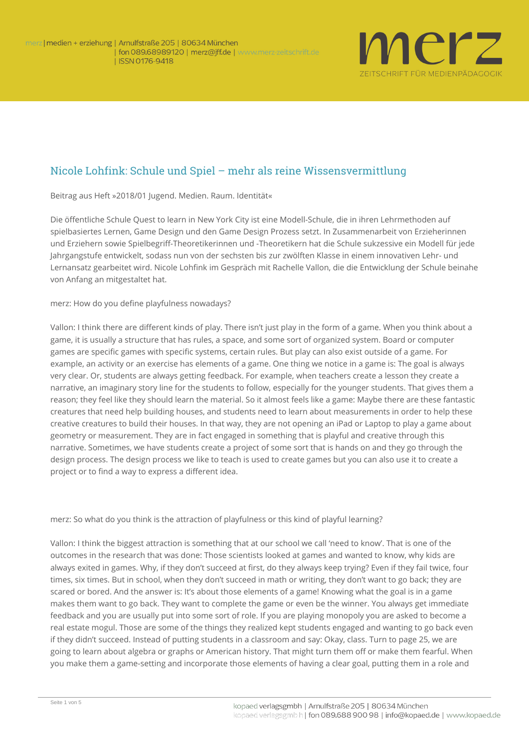# Nicole Lohfink: Schule und Spiel – mehr als reine Wissensvermittlung

Beitrag aus Heft »2018/01 Jugend. Medien. Raum. Identität«

Die öffentliche Schule Quest to learn in New York City ist eine Modell-Schule, die in ihren Lehrmethoden auf spielbasiertes Lernen, Game Design und den Game Design Prozess setzt. In Zusammenarbeit von Erzieherinnen und Erziehern sowie Spielbegriff-Theoretikerinnen und -Theoretikern hat die Schule sukzessive ein Modell für jede Jahrgangstufe entwickelt, sodass nun von der sechsten bis zur zwölften Klasse in einem innovativen Lehr- und Lernansatz gearbeitet wird. Nicole Lohfink im Gespräch mit Rachelle Vallon, die die Entwicklung der Schule beinahe von Anfang an mitgestaltet hat.

merz: How do you define playfulness nowadays?

Vallon: I think there are different kinds of play. There isn't just play in the form of a game. When you think about a game, it is usually a structure that has rules, a space, and some sort of organized system. Board or computer games are specific games with specific systems, certain rules. But play can also exist outside of a game. For example, an activity or an exercise has elements of a game. One thing we notice in a game is: The goal is always very clear. Or, students are always getting feedback. For example, when teachers create a lesson they create a narrative, an imaginary story line for the students to follow, especially for the younger students. That gives them a reason; they feel like they should learn the material. So it almost feels like a game: Maybe there are these fantastic creatures that need help building houses, and students need to learn about measurements in order to help these creative creatures to build their houses. In that way, they are not opening an iPad or Laptop to play a game about geometry or measurement. They are in fact engaged in something that is playful and creative through this narrative. Sometimes, we have students create a project of some sort that is hands on and they go through the design process. The design process we like to teach is used to create games but you can also use it to create a project or to find a way to express a different idea.

merz: So what do you think is the attraction of playfulness or this kind of playful learning?

Vallon: I think the biggest attraction is something that at our school we call 'need to know'. That is one of the outcomes in the research that was done: Those scientists looked at games and wanted to know, why kids are always exited in games. Why, if they don't succeed at first, do they always keep trying? Even if they fail twice, four times, six times. But in school, when they don't succeed in math or writing, they don't want to go back; they are scared or bored. And the answer is: It's about those elements of a game! Knowing what the goal is in a game makes them want to go back. They want to complete the game or even be the winner. You always get immediate feedback and you are usually put into some sort of role. If you are playing monopoly you are asked to become a real estate mogul. Those are some of the things they realized kept students engaged and wanting to go back even if they didn't succeed. Instead of putting students in a classroom and say: Okay, class. Turn to page 25, we are going to learn about algebra or graphs or American history. That might turn them off or make them fearful. When you make them a game-setting and incorporate those elements of having a clear goal, putting them in a role and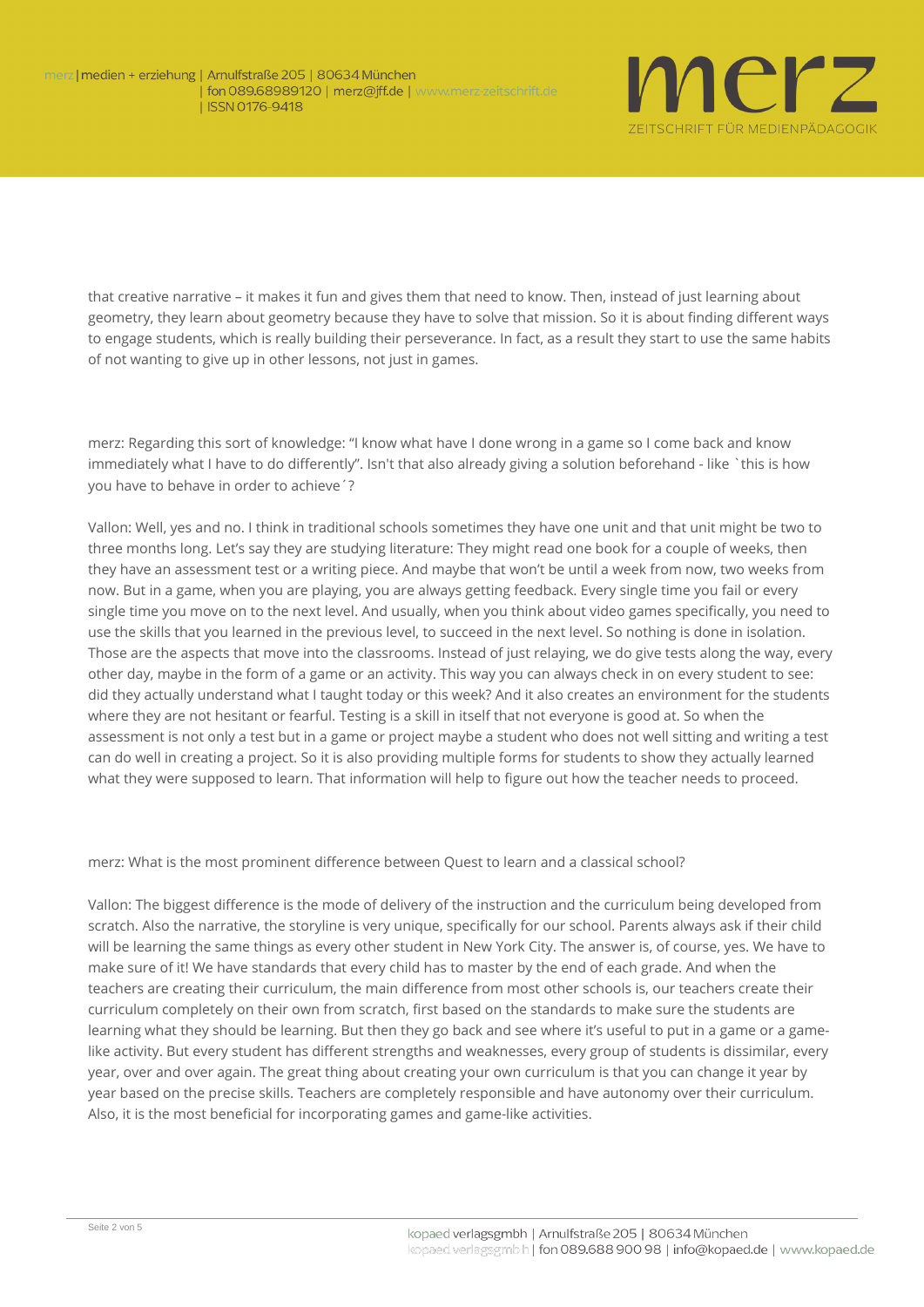that creative narrative – it makes it fun and gives them that need to know. Then, instead of just learning about geometry, they learn about geometry because they have to solve that mission. So it is about finding different ways to engage students, which is really building their perseverance. In fact, as a result they start to use the same habits of not wanting to give up in other lessons, not just in games.

merz: Regarding this sort of knowledge: "I know what have I done wrong in a game so I come back and know immediately what I have to do differently". Isn't that also already giving a solution beforehand - like `this is how you have to behave in order to achieve´?

Vallon: Well, yes and no. I think in traditional schools sometimes they have one unit and that unit might be two to three months long. Let's say they are studying literature: They might read one book for a couple of weeks, then they have an assessment test or a writing piece. And maybe that won't be until a week from now, two weeks from now. But in a game, when you are playing, you are always getting feedback. Every single time you fail or every single time you move on to the next level. And usually, when you think about video games specifically, you need to use the skills that you learned in the previous level, to succeed in the next level. So nothing is done in isolation. Those are the aspects that move into the classrooms. Instead of just relaying, we do give tests along the way, every other day, maybe in the form of a game or an activity. This way you can always check in on every student to see: did they actually understand what I taught today or this week? And it also creates an environment for the students where they are not hesitant or fearful. Testing is a skill in itself that not everyone is good at. So when the assessment is not only a test but in a game or project maybe a student who does not well sitting and writing a test can do well in creating a project. So it is also providing multiple forms for students to show they actually learned what they were supposed to learn. That information will help to figure out how the teacher needs to proceed.

merz: What is the most prominent difference between Quest to learn and a classical school?

Vallon: The biggest difference is the mode of delivery of the instruction and the curriculum being developed from scratch. Also the narrative, the storyline is very unique, specifically for our school. Parents always ask if their child will be learning the same things as every other student in New York City. The answer is, of course, yes. We have to make sure of it! We have standards that every child has to master by the end of each grade. And when the teachers are creating their curriculum, the main difference from most other schools is, our teachers create their curriculum completely on their own from scratch, first based on the standards to make sure the students are learning what they should be learning. But then they go back and see where it's useful to put in a game or a game-like activity. But every student has different strengths and weaknesses, every group of students is dissimilar, every year, over and over again. The great thing about creating your own curriculum is that you can change it year by year based on the precise skills. Teachers are completely responsible and have autonomy over their curriculum. Also, it is the most beneficial for incorporating games and game-like activities.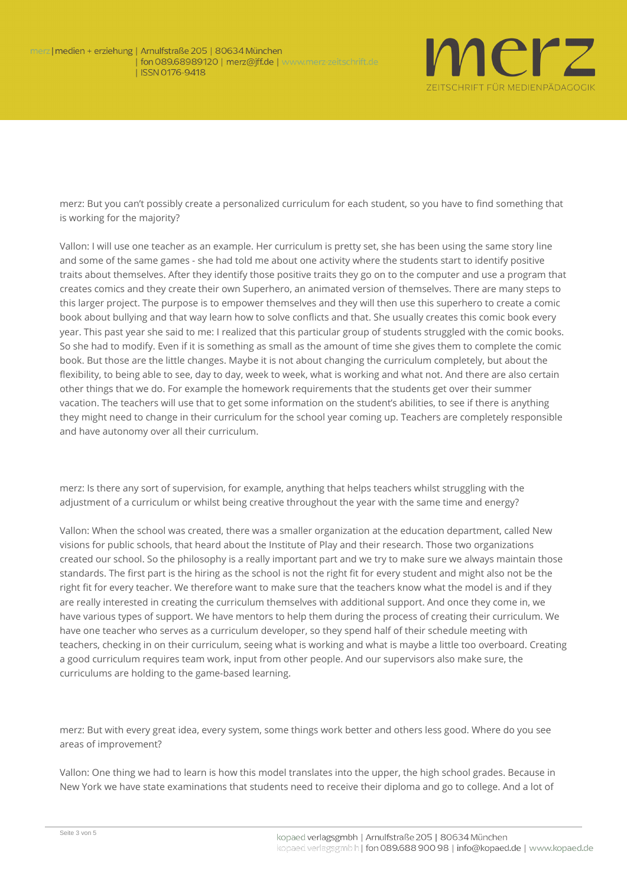merz: But you can't possibly create a personalized curriculum for each student, so you have to find something that is working for the majority?

Vallon: I will use one teacher as an example. Her curriculum is pretty set, she has been using the same story line and some of the same games - she had told me about one activity where the students start to identify positive traits about themselves. After they identify those positive traits they go on to the computer and use a program that creates comics and they create their own Superhero, an animated version of themselves. There are many steps to this larger project. The purpose is to empower themselves and they will then use this superhero to create a comic book about bullying and that way learn how to solve conflicts and that. She usually creates this comic book every year. This past year she said to me: I realized that this particular group of students struggled with the comic books. So she had to modify. Even if it is something as small as the amount of time she gives them to complete the comic book. But those are the little changes. Maybe it is not about changing the curriculum completely, but about the flexibility, to being able to see, day to day, week to week, what is working and what not. And there are also certain other things that we do. For example the homework requirements that the students get over their summer vacation. The teachers will use that to get some information on the student's abilities, to see if there is anything they might need to change in their curriculum for the school year coming up. Teachers are completely responsible and have autonomy over all their curriculum.

merz: Is there any sort of supervision, for example, anything that helps teachers whilst struggling with the adjustment of a curriculum or whilst being creative throughout the year with the same time and energy?

Vallon: When the school was created, there was a smaller organization at the education department, called New visions for public schools, that heard about the Institute of Play and their research. Those two organizations created our school. So the philosophy is a really important part and we try to make sure we always maintain those standards. The first part is the hiring as the school is not the right fit for every student and might also not be the right fit for every teacher. We therefore want to make sure that the teachers know what the model is and if they are really interested in creating the curriculum themselves with additional support. And once they come in, we have various types of support. We have mentors to help them during the process of creating their curriculum. We have one teacher who serves as a curriculum developer, so they spend half of their schedule meeting with teachers, checking in on their curriculum, seeing what is working and what is maybe a little too overboard. Creating a good curriculum requires team work, input from other people. And our supervisors also make sure, the curriculums are holding to the game-based learning.

merz: But with every great idea, every system, some things work better and others less good. Where do you see areas of improvement?

Vallon: One thing we had to learn is how this model translates into the upper, the high school grades. Because in New York we have state examinations that students need to receive their diploma and go to college. And a lot of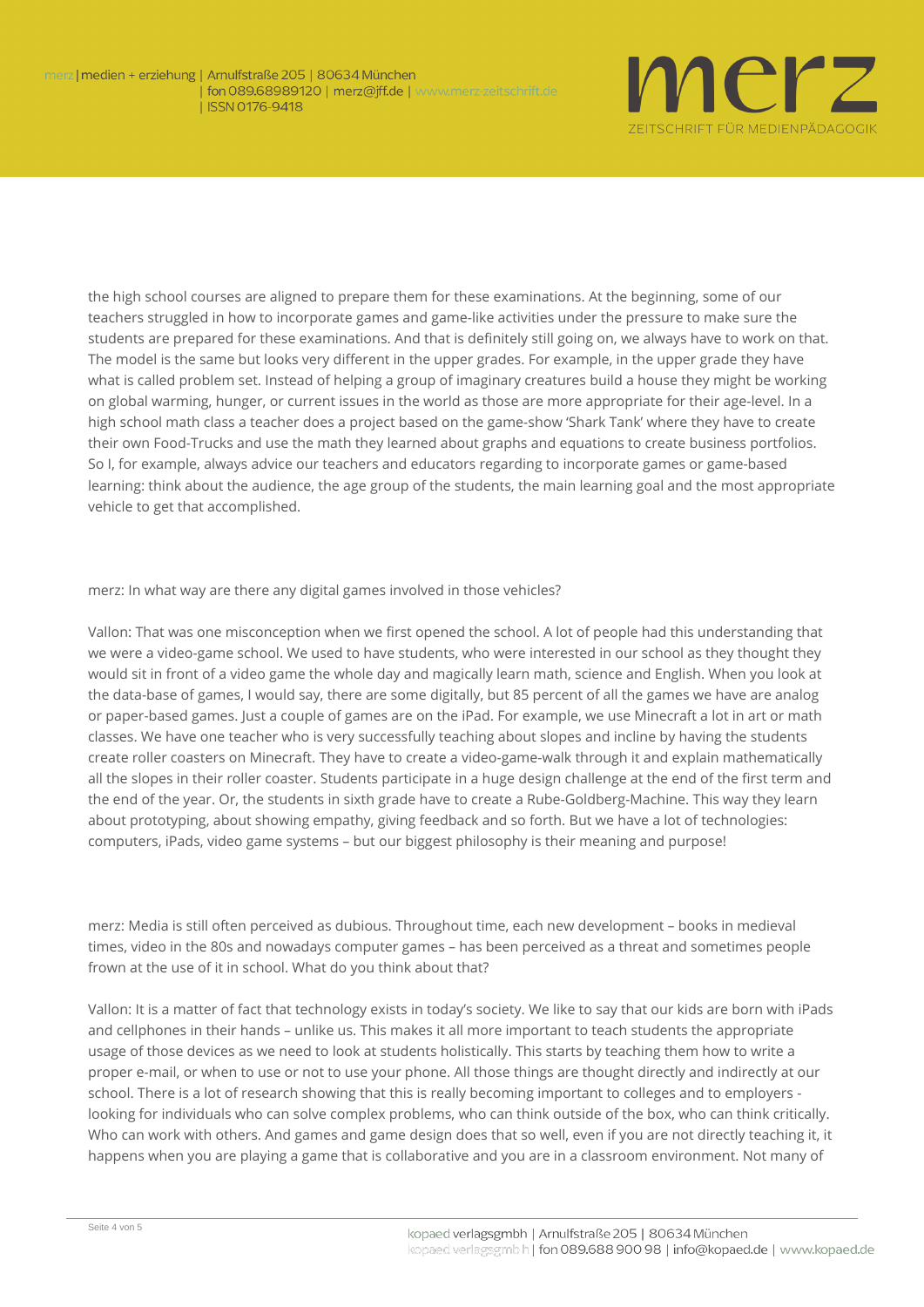the high school courses are aligned to prepare them for these examinations. At the beginning, some of our teachers struggled in how to incorporate games and game-like activities under the pressure to make sure the students are prepared for these examinations. And that is definitely still going on, we always have to work on that. The model is the same but looks very different in the upper grades. For example, in the upper grade they have what is called problem set. Instead of helping a group of imaginary creatures build a house they might be working on global warming, hunger, or current issues in the world as those are more appropriate for their age-level. In a high school math class a teacher does a project based on the game-show 'Shark Tank' where they have to create their own Food-Trucks and use the math they learned about graphs and equations to create business portfolios. So I, for example, always advice our teachers and educators regarding to incorporate games or game-based learning: think about the audience, the age group of the students, the main learning goal and the most appropriate vehicle to get that accomplished.

merz: In what way are there any digital games involved in those vehicles?

Vallon: That was one misconception when we first opened the school. A lot of people had this understanding that we were a video-game school. We used to have students, who were interested in our school as they thought they would sit in front of a video game the whole day and magically learn math, science and English. When you look at the data-base of games, I would say, there are some digitally, but 85 percent of all the games we have are analog or paper-based games. Just a couple of games are on the iPad. For example, we use Minecraft a lot in art or math classes. We have one teacher who is very successfully teaching about slopes and incline by having the students create roller coasters on Minecraft. They have to create a video-game-walk through it and explain mathematically all the slopes in their roller coaster. Students participate in a huge design challenge at the end of the first term and the end of the year. Or, the students in sixth grade have to create a Rube-Goldberg-Machine. This way they learn about prototyping, about showing empathy, giving feedback and so forth. But we have a lot of technologies: computers, iPads, video game systems – but our biggest philosophy is their meaning and purpose!

merz: Media is still often perceived as dubious. Throughout time, each new development – books in medieval times, video in the 80s and nowadays computer games – has been perceived as a threat and sometimes people frown at the use of it in school. What do you think about that?

Vallon: It is a matter of fact that technology exists in today's society. We like to say that our kids are born with iPads and cellphones in their hands – unlike us. This makes it all more important to teach students the appropriate usage of those devices as we need to look at students holistically. This starts by teaching them how to write a proper e-mail, or when to use or not to use your phone. All those things are thought directly and indirectly at our school. There is a lot of research showing that this is really becoming important to colleges and to employers - looking for individuals who can solve complex problems, who can think outside of the box, who can think critically. Who can work with others. And games and game design does that so well, even if you are not directly teaching it, it happens when you are playing a game that is collaborative and you are in a classroom environment. Not many of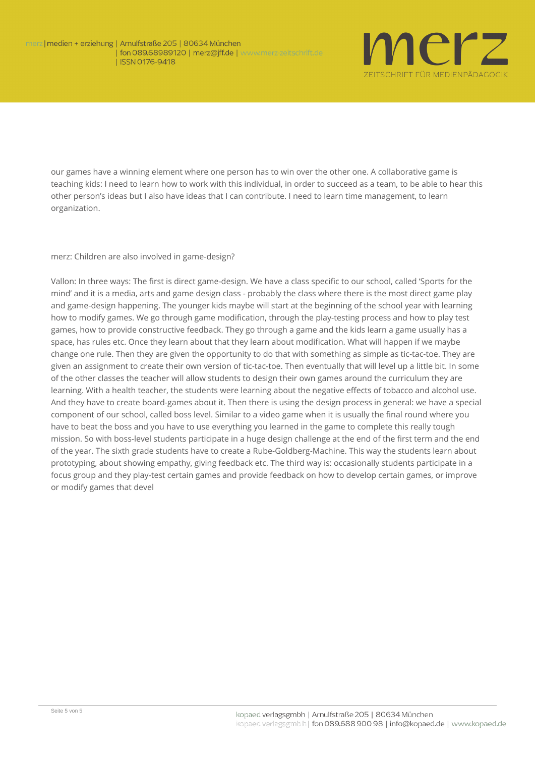our games have a winning element where one person has to win over the other one. A collaborative game is teaching kids: I need to learn how to work with this individual, in order to succeed as a team, to be able to hear this other person's ideas but I also have ideas that I can contribute. I need to learn time management, to learn organization.

merz: Children are also involved in game-design?

Vallon: In three ways: The first is direct game-design. We have a class specific to our school, called 'Sports for the mind' and it is a media, arts and game design class - probably the class where there is the most direct game play and game-design happening. The younger kids maybe will start at the beginning of the school year with learning how to modify games. We go through game modification, through the play-testing process and how to play test games, how to provide constructive feedback. They go through a game and the kids learn a game usually has a space, has rules etc. Once they learn about that they learn about modification. What will happen if we maybe change one rule. Then they are given the opportunity to do that with something as simple as tic-tac-toe. They are given an assignment to create their own version of tic-tac-toe. Then eventually that will level up a little bit. In some of the other classes the teacher will allow students to design their own games around the curriculum they are learning. With a health teacher, the students were learning about the negative effects of tobacco and alcohol use. And they have to create board-games about it. Then there is using the design process in general: we have a special component of our school, called boss level. Similar to a video game when it is usually the final round where you have to beat the boss and you have to use everything you learned in the game to complete this really tough mission. So with boss-level students participate in a huge design challenge at the end of the first term and the end of the year. The sixth grade students have to create a Rube-Goldberg-Machine. This way the students learn about prototyping, about showing empathy, giving feedback etc. The third way is: occasionally students participate in a focus group and they play-test certain games and provide feedback on how to develop certain games, or improve or modify games that devel